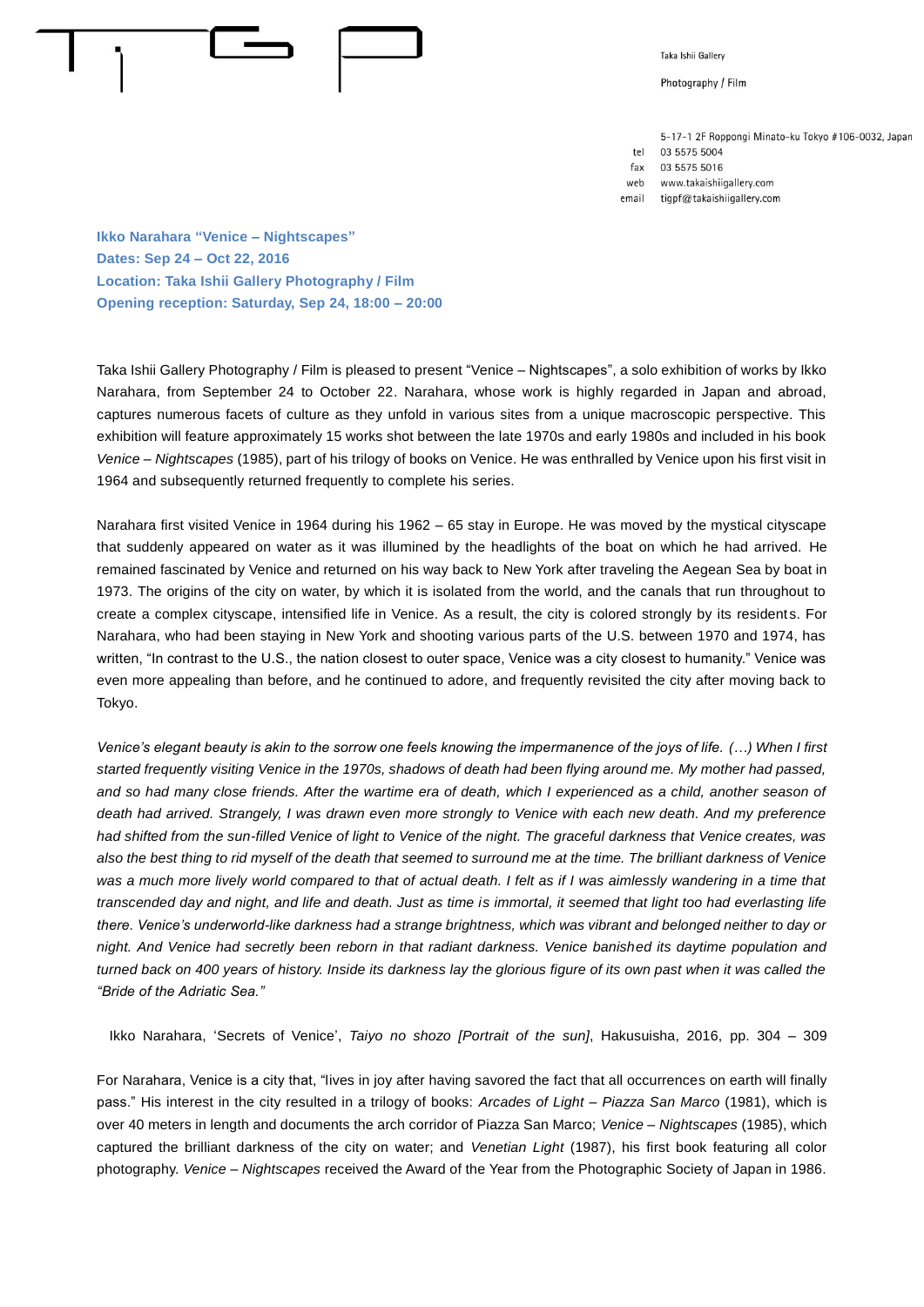Taka Ishii Gallery

Photography / Film

5-17-1 2F Roppongi Minato-ku Tokyo #106-0032, Japan
tel 03 5575 5004
fax 03 5575 5016
web www.takaishiigallery.com
email tigpf@takaishiigallery.com

**Ikko Narahara "Venice – Nightscapes"**
**Dates: Sep 24 – Oct 22, 2016**
**Location: Taka Ishii Gallery Photography / Film**
**Opening reception: Saturday, Sep 24, 18:00 – 20:00**

Taka Ishii Gallery Photography / Film is pleased to present "Venice – Nightscapes", a solo exhibition of works by Ikko Narahara, from September 24 to October 22. Narahara, whose work is highly regarded in Japan and abroad, captures numerous facets of culture as they unfold in various sites from a unique macroscopic perspective. This exhibition will feature approximately 15 works shot between the late 1970s and early 1980s and included in his book *Venice – Nightscapes* (1985), part of his trilogy of books on Venice. He was enthralled by Venice upon his first visit in 1964 and subsequently returned frequently to complete his series.

Narahara first visited Venice in 1964 during his 1962 – 65 stay in Europe. He was moved by the mystical cityscape that suddenly appeared on water as it was illumined by the headlights of the boat on which he had arrived. He remained fascinated by Venice and returned on his way back to New York after traveling the Aegean Sea by boat in 1973. The origins of the city on water, by which it is isolated from the world, and the canals that run throughout to create a complex cityscape, intensified life in Venice. As a result, the city is colored strongly by its residents. For Narahara, who had been staying in New York and shooting various parts of the U.S. between 1970 and 1974, has written, "In contrast to the U.S., the nation closest to outer space, Venice was a city closest to humanity." Venice was even more appealing than before, and he continued to adore, and frequently revisited the city after moving back to Tokyo.

*Venice's elegant beauty is akin to the sorrow one feels knowing the impermanence of the joys of life. (…) When I first started frequently visiting Venice in the 1970s, shadows of death had been flying around me. My mother had passed, and so had many close friends. After the wartime era of death, which I experienced as a child, another season of death had arrived. Strangely, I was drawn even more strongly to Venice with each new death. And my preference had shifted from the sun-filled Venice of light to Venice of the night. The graceful darkness that Venice creates, was also the best thing to rid myself of the death that seemed to surround me at the time. The brilliant darkness of Venice was a much more lively world compared to that of actual death. I felt as if I was aimlessly wandering in a time that transcended day and night, and life and death. Just as time is immortal, it seemed that light too had everlasting life there. Venice's underworld-like darkness had a strange brightness, which was vibrant and belonged neither to day or night. And Venice had secretly been reborn in that radiant darkness. Venice banished its daytime population and turned back on 400 years of history. Inside its darkness lay the glorious figure of its own past when it was called the "Bride of the Adriatic Sea."*

Ikko Narahara, 'Secrets of Venice', *Taiyo no shozo [Portrait of the sun]*, Hakusuisha, 2016, pp. 304 – 309

For Narahara, Venice is a city that, "lives in joy after having savored the fact that all occurrences on earth will finally pass." His interest in the city resulted in a trilogy of books: *Arcades of Light – Piazza San Marco* (1981), which is over 40 meters in length and documents the arch corridor of Piazza San Marco; *Venice – Nightscapes* (1985), which captured the brilliant darkness of the city on water; and *Venetian Light* (1987), his first book featuring all color photography. *Venice – Nightscapes* received the Award of the Year from the Photographic Society of Japan in 1986.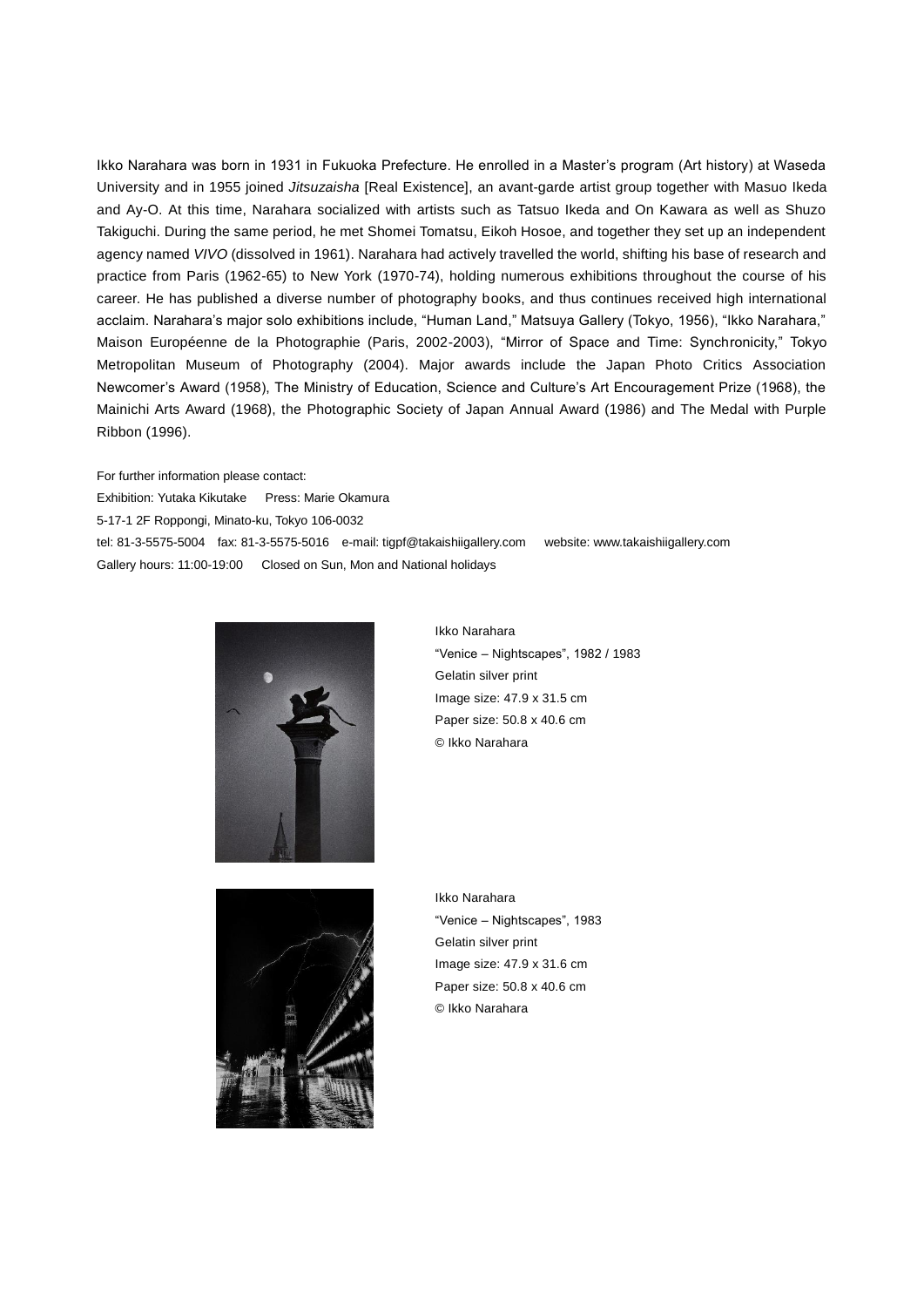Ikko Narahara was born in 1931 in Fukuoka Prefecture. He enrolled in a Master's program (Art history) at Waseda University and in 1955 joined *Jitsuzaisha* [Real Existence], an avant-garde artist group together with Masuo Ikeda and Ay-O. At this time, Narahara socialized with artists such as Tatsuo Ikeda and On Kawara as well as Shuzo Takiguchi. During the same period, he met Shomei Tomatsu, Eikoh Hosoe, and together they set up an independent agency named *VIVO* (dissolved in 1961). Narahara had actively travelled the world, shifting his base of research and practice from Paris (1962-65) to New York (1970-74), holding numerous exhibitions throughout the course of his career. He has published a diverse number of photography books, and thus continues received high international acclaim. Narahara's major solo exhibitions include, "Human Land," Matsuya Gallery (Tokyo, 1956), "Ikko Narahara," Maison Européenne de la Photographie (Paris, 2002-2003), "Mirror of Space and Time: Synchronicity," Tokyo Metropolitan Museum of Photography (2004). Major awards include the Japan Photo Critics Association Newcomer's Award (1958), The Ministry of Education, Science and Culture's Art Encouragement Prize (1968), the Mainichi Arts Award (1968), the Photographic Society of Japan Annual Award (1986) and The Medal with Purple Ribbon (1996).

For further information please contact:
Exhibition: Yutaka Kikutake   Press: Marie Okamura
5-17-1 2F Roppongi, Minato-ku, Tokyo 106-0032
tel: 81-3-5575-5004   fax: 81-3-5575-5016   e-mail: tigpf@takaishiigallery.com   website: www.takaishiigallery.com
Gallery hours: 11:00-19:00   Closed on Sun, Mon and National holidays

Ikko Narahara
"Venice – Nightscapes", 1982 / 1983
Gelatin silver print
Image size: 47.9 x 31.5 cm
Paper size: 50.8 x 40.6 cm
© Ikko Narahara

Ikko Narahara
"Venice – Nightscapes", 1983
Gelatin silver print
Image size: 47.9 x 31.6 cm
Paper size: 50.8 x 40.6 cm
© Ikko Narahara